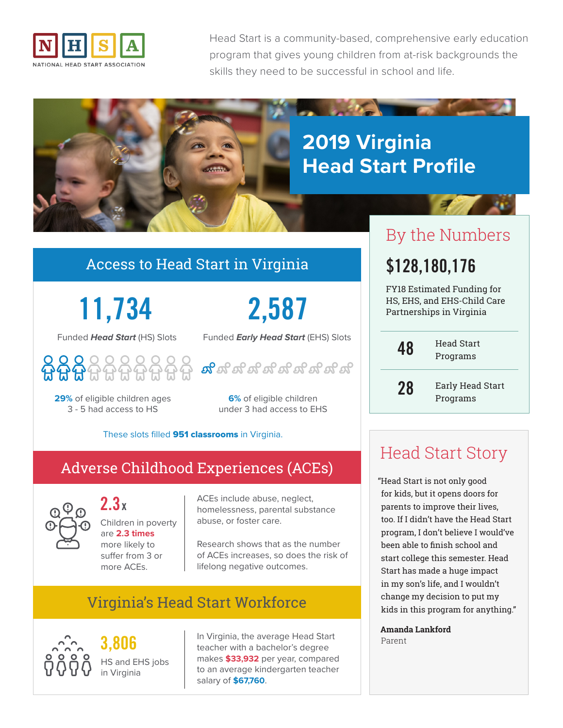NATIONAL HEAD START ASSOCIATION

Head Start is a community-based, comprehensive early education program that gives young children from at-risk backgrounds the skills they need to be successful in school and life.

# 2019 Virginia Head Start Profile

## Access to Head Start in Virginia

**11,734**

Funded ***Head Start*** (HS) Slots

**29%** of eligible children ages 3 - 5 had access to HS

**2,587**

Funded ***Early Head Start*** (EHS) Slots

**6%** of eligible children under 3 had access to EHS

These slots filled **951 classrooms** in Virginia.

## Adverse Childhood Experiences (ACEs)

**2.3x**

Children in poverty are **2.3 times** more likely to suffer from 3 or more ACEs.

ACEs include abuse, neglect, homelessness, parental substance abuse, or foster care.

Research shows that as the number of ACEs increases, so does the risk of lifelong negative outcomes.

## Virginia's Head Start Workforce

**3,806**

HS and EHS jobs in Virginia

In Virginia, the average Head Start teacher with a bachelor's degree makes **$33,932** per year, compared to an average kindergarten teacher salary of **$67,760**.

## By the Numbers

**$128,180,176**

FY18 Estimated Funding for HS, EHS, and EHS-Child Care Partnerships in Virginia

**48** Head Start Programs

**28** Early Head Start Programs

## Head Start Story

"Head Start is not only good for kids, but it opens doors for parents to improve their lives, too. If I didn't have the Head Start program, I don't believe I would've been able to finish school and start college this semester. Head Start has made a huge impact in my son's life, and I wouldn't change my decision to put my kids in this program for anything."

**Amanda Lankford**
Parent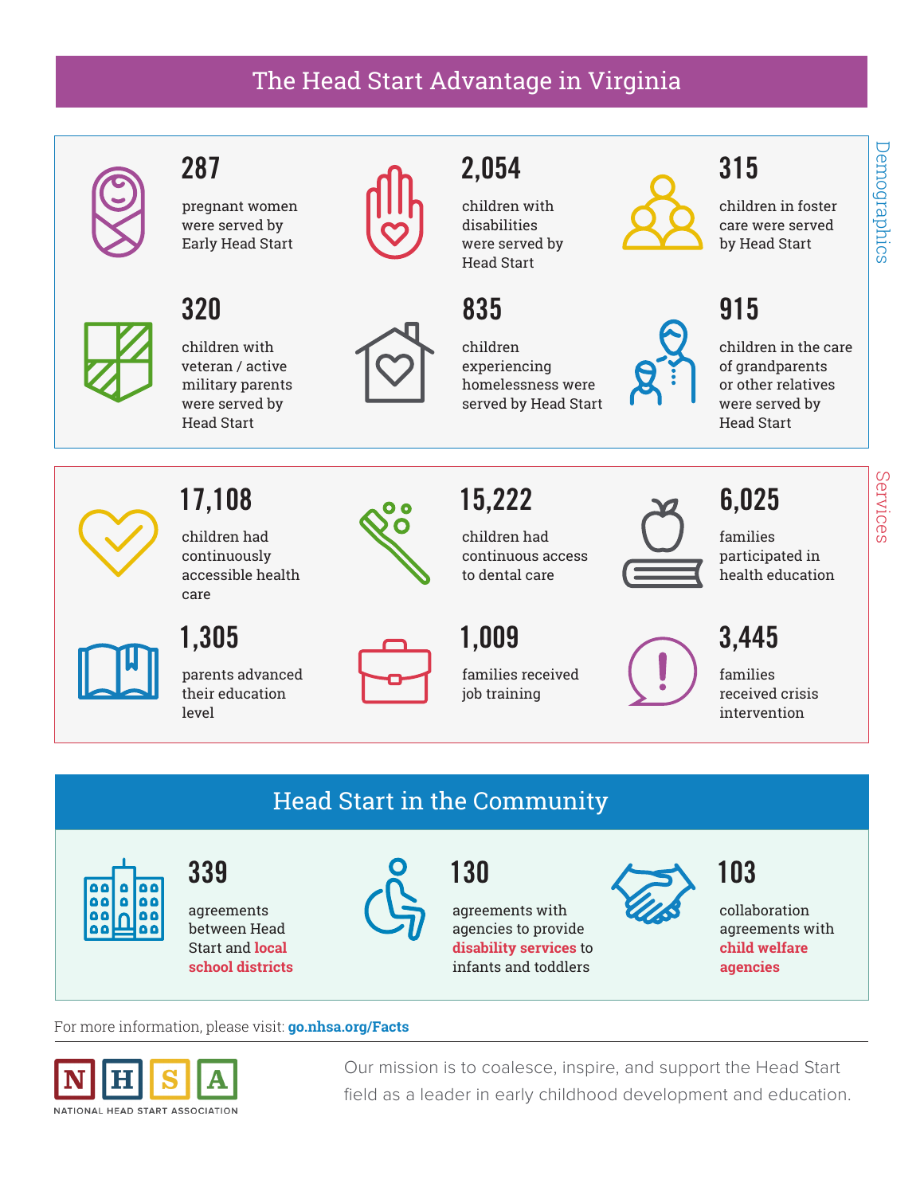# The Head Start Advantage in Virginia

## Demographics

**287**

pregnant women were served by Early Head Start

**2,054**

children with disabilities were served by Head Start

**315**

children in foster care were served by Head Start

**320**

children with veteran / active military parents were served by Head Start

**835**

children experiencing homelessness were served by Head Start

**915**

children in the care of grandparents or other relatives were served by Head Start

## Services

**17,108**

children had continuously accessible health care

**15,222**

children had continuous access to dental care

**6,025**

families participated in health education

**1,305**

parents advanced their education level

**1,009**

families received job training

**3,445**

families received crisis intervention

# Head Start in the Community

**339**

agreements between Head Start and **local school districts**

**130**

agreements with agencies to provide **disability services** to infants and toddlers

**103**

collaboration agreements with **child welfare agencies**

For more information, please visit: **go.nhsa.org/Facts**

NHSA
NATIONAL HEAD START ASSOCIATION

Our mission is to coalesce, inspire, and support the Head Start field as a leader in early childhood development and education.